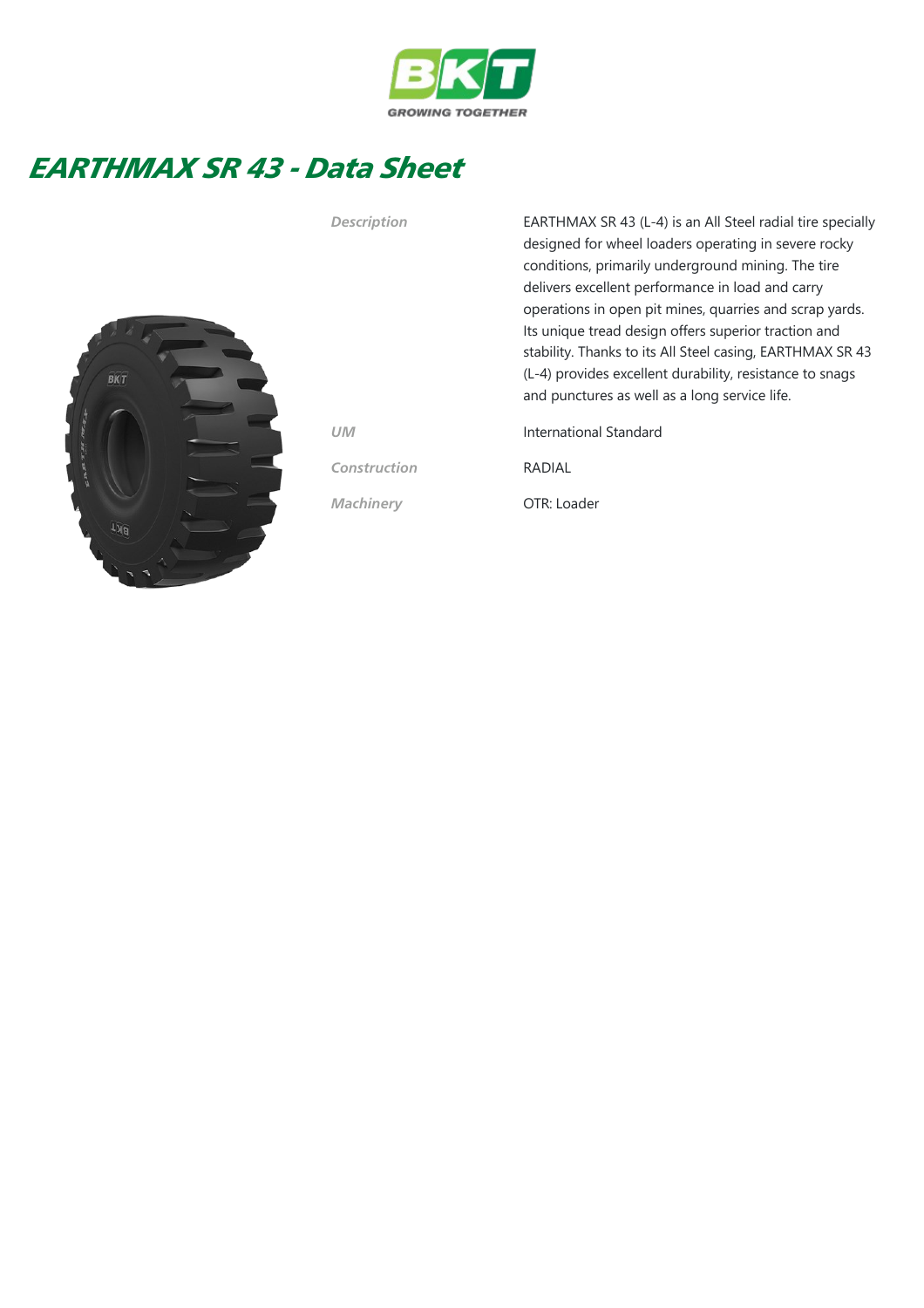BKT
GROWING TOGETHER

# EARTHMAX SR 43 - Data Sheet

| | |
|---|---|
| *Description* | EARTHMAX SR 43 (L-4) is an All Steel radial tire specially designed for wheel loaders operating in severe rocky conditions, primarily underground mining. The tire delivers excellent performance in load and carry operations in open pit mines, quarries and scrap yards. Its unique tread design offers superior traction and stability. Thanks to its All Steel casing, EARTHMAX SR 43 (L-4) provides excellent durability, resistance to snags and punctures as well as a long service life. |
| *UM* | International Standard |
| *Construction* | RADIAL |
| *Machinery* | OTR: Loader |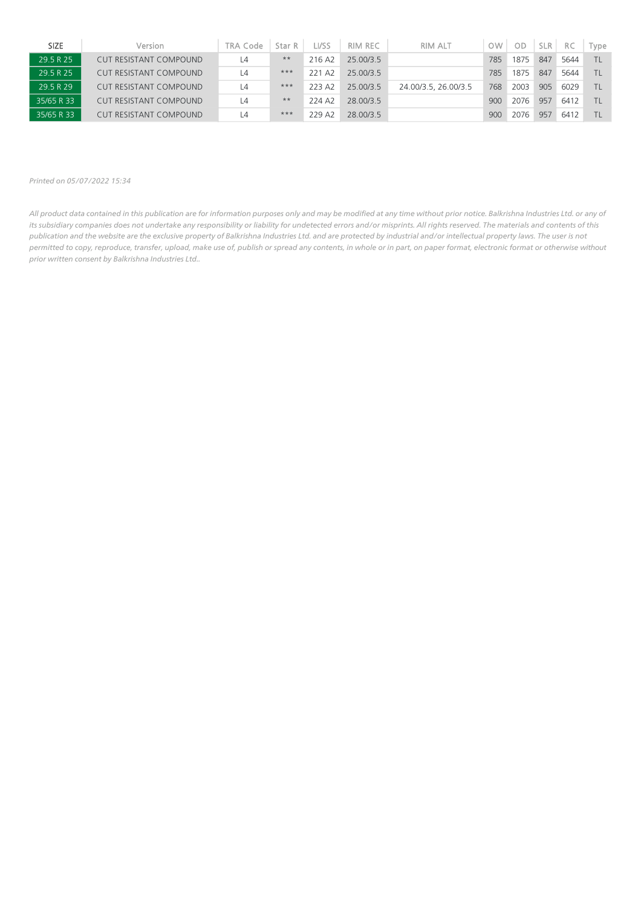| SIZE | Version | TRA Code | Star R | LI/SS | RIM REC | RIM ALT | OW | OD | SLR | RC | Type |
|---|---|---|---|---|---|---|---|---|---|---|---|
| 29.5 R 25 | CUT RESISTANT COMPOUND | L4 | ** | 216 A2 | 25.00/3.5 | | 785 | 1875 | 847 | 5644 | TL |
| 29.5 R 25 | CUT RESISTANT COMPOUND | L4 | *** | 221 A2 | 25.00/3.5 | | 785 | 1875 | 847 | 5644 | TL |
| 29.5 R 29 | CUT RESISTANT COMPOUND | L4 | *** | 223 A2 | 25.00/3.5 | 24.00/3.5, 26.00/3.5 | 768 | 2003 | 905 | 6029 | TL |
| 35/65 R 33 | CUT RESISTANT COMPOUND | L4 | ** | 224 A2 | 28.00/3.5 | | 900 | 2076 | 957 | 6412 | TL |
| 35/65 R 33 | CUT RESISTANT COMPOUND | L4 | *** | 229 A2 | 28.00/3.5 | | 900 | 2076 | 957 | 6412 | TL |

*Printed on 05/07/2022 15:34*

*All product data contained in this publication are for information purposes only and may be modified at any time without prior notice. Balkrishna Industries Ltd. or any of its subsidiary companies does not undertake any responsibility or liability for undetected errors and/or misprints. All rights reserved. The materials and contents of this publication and the website are the exclusive property of Balkrishna Industries Ltd. and are protected by industrial and/or intellectual property laws. The user is not permitted to copy, reproduce, transfer, upload, make use of, publish or spread any contents, in whole or in part, on paper format, electronic format or otherwise without prior written consent by Balkrishna Industries Ltd..*